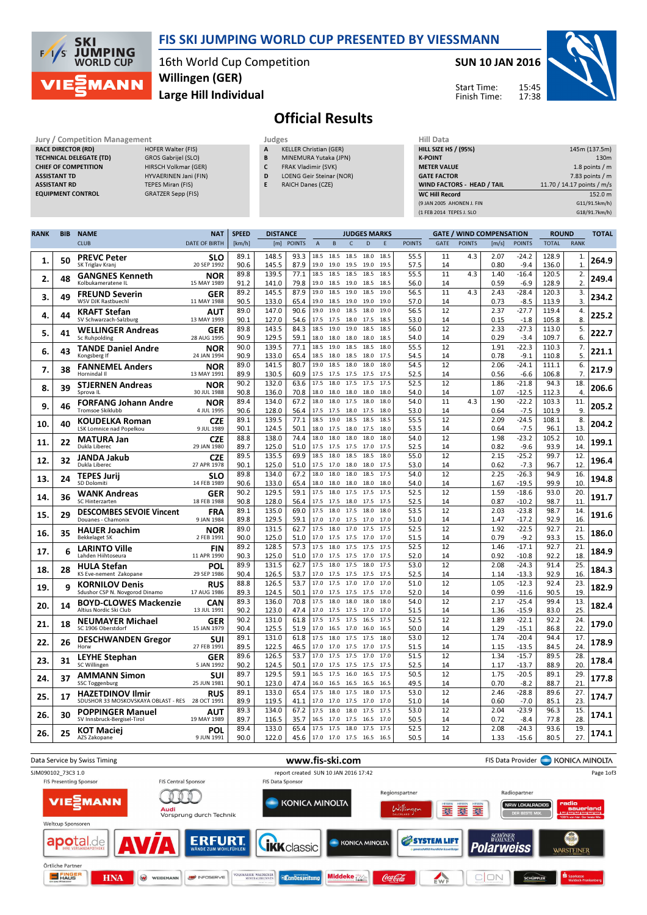# FIS SKI JUMPING WORLD CUP PRESENTED BY VIESSMANN

16th World Cup Competition
**Willingen (GER)**
**Large Hill Individual**

**SUN 10 JAN 2016**

Start Time: 15:45
Finish Time: 17:38

## Official Results

| Jury / Competition Management | |
|---|---|
| RACE DIRECTOR (RD) | HOFER Walter (FIS) |
| TECHNICAL DELEGATE (TD) | GROS Gabrijel (SLO) |
| CHIEF OF COMPETITION | HIRSCH Volkmar (GER) |
| ASSISTANT TD | HYVAERINEN Jani (FIN) |
| ASSISTANT RD | TEPES Miran (FIS) |
| EQUIPMENT CONTROL | GRATZER Sepp (FIS) |

| Judges | |
|---|---|
| A | KELLER Christian (GER) |
| B | MINEMURA Yutaka (JPN) |
| C | FRAK Vladimir (SVK) |
| D | LOENG Geir Steinar (NOR) |
| E | RAICH Danes (CZE) |

| Hill Data | |
|---|---|
| HILL SIZE HS / (95%) | 145m (137.5m) |
| K-POINT | 130m |
| METER VALUE | 1.8 points / m |
| GATE FACTOR | 7.83 points / m |
| WIND FACTORS - HEAD / TAIL | 11.70 / 14.17 points / m/s |
| WC Hill Record | 152.0 m |
| (9 JAN 2005 AHONEN J. FIN | G11/91.5km/h) |
| (1 FEB 2014 TEPES J. SLO | G18/91.7km/h) |

| RANK | BIB | NAME / CLUB | NAT / DATE OF BIRTH | SPEED [km/h] | DISTANCE [m] | DISTANCE POINTS | A | B | C | D | E | JUDGES POINTS | GATE | GATE POINTS | WIND [m/s] | WIND POINTS | ROUND TOTAL | ROUND RANK | TOTAL |
|---|---|---|---|---|---|---|---|---|---|---|---|---|---|---|---|---|---|---|---|
| 1. | 50 | **PREVC Peter** SK Triglav Kranj | SLO 20 SEP 1992 | 89.1 | 148.5 | 93.3 | 18.5 | 18.5 | 18.5 | 18.0 | 18.5 | 55.5 | 11 | 4.3 | 2.07 | -24.2 | 128.9 | 1. | 264.9 |
| | | | | 90.6 | 145.5 | 87.9 | 19.0 | 19.0 | 19.5 | 19.0 | 19.5 | 57.5 | 14 | | 0.80 | -9.4 | 136.0 | 1. | |
| 2. | 48 | **GANGNES Kenneth** Kolbukameratene IL | NOR 15 MAY 1989 | 89.8 | 139.5 | 77.1 | 18.5 | 18.5 | 18.5 | 18.5 | 18.5 | 55.5 | 11 | 4.3 | 1.40 | -16.4 | 120.5 | 2. | 249.4 |
| | | | | 91.2 | 141.0 | 79.8 | 19.0 | 18.5 | 19.0 | 18.5 | 18.5 | 56.0 | 14 | | 0.59 | -6.9 | 128.9 | 2. | |
| 3. | 49 | **FREUND Severin** WSV DJK Rastbuechl | GER 11 MAY 1988 | 89.2 | 145.5 | 87.9 | 19.0 | 18.5 | 19.0 | 18.5 | 19.0 | 56.5 | 11 | 4.3 | 2.43 | -28.4 | 120.3 | 3. | 234.2 |
| | | | | 90.5 | 133.0 | 65.4 | 19.0 | 18.5 | 19.0 | 19.0 | 19.0 | 57.0 | 14 | | 0.73 | -8.5 | 113.9 | 3. | |
| 4. | 44 | **KRAFT Stefan** SV Schwarzach-Salzburg | AUT 13 MAY 1993 | 89.0 | 147.0 | 90.6 | 19.0 | 19.0 | 18.5 | 18.0 | 19.0 | 56.5 | 12 | | 2.37 | -27.7 | 119.4 | 4. | 225.2 |
| | | | | 90.1 | 127.0 | 54.6 | 17.5 | 17.5 | 18.0 | 17.5 | 18.5 | 53.0 | 14 | | 0.15 | -1.8 | 105.8 | 8. | |
| 5. | 41 | **WELLINGER Andreas** Sc Ruhpolding | GER 28 AUG 1995 | 89.8 | 143.5 | 84.3 | 18.5 | 19.0 | 18.5 | 18.5 | 18.5 | 56.0 | 12 | | 2.33 | -27.3 | 113.0 | 5. | 222.7 |
| | | | | 90.9 | 129.5 | 59.1 | 18.0 | 18.0 | 18.0 | 18.0 | 18.5 | 54.0 | 14 | | 0.29 | -3.4 | 109.7 | 6. | |
| 6. | 43 | **TANDE Daniel Andre** Kongsberg If | NOR 24 JAN 1994 | 90.0 | 139.5 | 77.1 | 18.5 | 19.0 | 18.5 | 18.5 | 18.0 | 55.5 | 12 | | 1.91 | -22.3 | 110.3 | 7. | 221.1 |
| | | | | 90.9 | 133.0 | 65.4 | 18.5 | 18.0 | 18.5 | 18.0 | 17.5 | 54.5 | 14 | | 0.78 | -9.1 | 110.8 | 5. | |
| 7. | 38 | **FANNEMEL Anders** Hornindal Il | NOR 13 MAY 1991 | 89.0 | 141.5 | 80.7 | 19.0 | 18.5 | 18.0 | 18.0 | 18.0 | 54.5 | 12 | | 2.06 | -24.1 | 111.1 | 6. | 217.9 |
| | | | | 89.9 | 130.5 | 60.9 | 17.5 | 17.5 | 17.5 | 17.5 | 17.5 | 52.5 | 14 | | 0.56 | -6.6 | 106.8 | 7. | |
| 8. | 39 | **STJERNEN Andreas** Sprova IL | NOR 30 JUL 1988 | 90.2 | 132.0 | 63.6 | 17.5 | 18.0 | 17.5 | 17.5 | 17.5 | 52.5 | 12 | | 1.86 | -21.8 | 94.3 | 18. | 206.6 |
| | | | | 90.8 | 136.0 | 70.8 | 18.0 | 18.0 | 18.0 | 18.0 | 18.0 | 54.0 | 14 | | 1.07 | -12.5 | 112.3 | 4. | |
| 9. | 46 | **FORFANG Johann Andre** Tromsoe Skiklubb | NOR 4 JUL 1995 | 89.4 | 134.0 | 67.2 | 18.0 | 18.0 | 17.5 | 18.0 | 18.0 | 54.0 | 11 | 4.3 | 1.90 | -22.2 | 103.3 | 11. | 205.2 |
| | | | | 90.6 | 128.0 | 56.4 | 17.5 | 17.5 | 18.0 | 17.5 | 18.0 | 53.0 | 14 | | 0.64 | -7.5 | 101.9 | 9. | |
| 10. | 40 | **KOUDELKA Roman** LSK Lomnice nad Popelkou | CZE 9 JUL 1989 | 89.1 | 139.5 | 77.1 | 18.5 | 19.0 | 18.5 | 18.5 | 18.5 | 55.5 | 12 | | 2.09 | -24.5 | 108.1 | 8. | 204.2 |
| | | | | 90.1 | 124.5 | 50.1 | 18.0 | 17.5 | 18.0 | 17.5 | 18.0 | 53.5 | 14 | | 0.64 | -7.5 | 96.1 | 13. | |
| 11. | 22 | **MATURA Jan** Dukla Liberec | CZE 29 JAN 1980 | 88.8 | 138.0 | 74.4 | 18.0 | 18.0 | 18.0 | 18.0 | 18.0 | 54.0 | 12 | | 1.98 | -23.2 | 105.2 | 10. | 199.1 |
| | | | | 89.7 | 125.0 | 51.0 | 17.5 | 17.5 | 17.5 | 17.0 | 17.5 | 52.5 | 14 | | 0.82 | -9.6 | 93.9 | 14. | |
| 12. | 32 | **JANDA Jakub** Dukla Liberec | CZE 27 APR 1978 | 89.5 | 135.5 | 69.9 | 18.5 | 18.0 | 18.5 | 18.5 | 18.0 | 55.0 | 12 | | 2.15 | -25.2 | 99.7 | 12. | 196.4 |
| | | | | 90.1 | 125.0 | 51.0 | 17.5 | 17.0 | 18.0 | 18.0 | 17.5 | 53.0 | 14 | | 0.62 | -7.3 | 96.7 | 12. | |
| 13. | 24 | **TEPES Jurij** SD Dolomiti | SLO 14 FEB 1989 | 89.8 | 134.0 | 67.2 | 18.0 | 18.0 | 18.0 | 18.5 | 17.5 | 54.0 | 12 | | 2.25 | -26.3 | 94.9 | 16. | 194.8 |
| | | | | 90.6 | 133.0 | 65.4 | 18.0 | 18.0 | 18.0 | 18.0 | 18.0 | 54.0 | 14 | | 1.67 | -19.5 | 99.9 | 10. | |
| 14. | 36 | **WANK Andreas** SC Hinterzarten | GER 18 FEB 1988 | 90.2 | 129.5 | 59.1 | 17.5 | 18.0 | 17.5 | 17.5 | 17.5 | 52.5 | 12 | | 1.59 | -18.6 | 93.0 | 20. | 191.7 |
| | | | | 90.8 | 128.0 | 56.4 | 17.5 | 17.5 | 18.0 | 17.5 | 17.5 | 52.5 | 14 | | 0.87 | -10.2 | 98.7 | 11. | |
| 15. | 29 | **DESCOMBES SEVOIE Vincent** Douanes - Chamonix | FRA 9 JAN 1984 | 89.1 | 135.0 | 69.0 | 17.5 | 18.0 | 17.5 | 18.0 | 18.0 | 53.5 | 12 | | 2.03 | -23.8 | 98.7 | 14. | 191.6 |
| | | | | 89.8 | 129.5 | 59.1 | 17.0 | 17.0 | 17.0 | 17.0 | 17.0 | 51.0 | 14 | | 1.47 | -17.2 | 92.9 | 16. | |
| 16. | 35 | **HAUER Joachim** Bekkelaget SK | NOR 2 FEB 1991 | 89.0 | 131.5 | 62.7 | 17.5 | 18.0 | 17.0 | 17.5 | 17.5 | 52.5 | 12 | | 1.92 | -22.5 | 92.7 | 21. | 186.0 |
| | | | | 90.0 | 125.0 | 51.0 | 17.0 | 17.5 | 17.5 | 17.0 | 17.0 | 51.5 | 14 | | 0.79 | -9.2 | 93.3 | 15. | |
| 17. | 6 | **LARINTO Ville** Lahden Hiihtoseura | FIN 11 APR 1990 | 89.2 | 128.5 | 57.3 | 17.5 | 18.0 | 17.5 | 17.5 | 17.5 | 52.5 | 12 | | 1.46 | -17.1 | 92.7 | 21. | 184.9 |
| | | | | 90.3 | 125.0 | 51.0 | 17.0 | 17.5 | 17.5 | 17.5 | 17.0 | 52.0 | 14 | | 0.92 | -10.8 | 92.2 | 18. | |
| 18. | 28 | **HULA Stefan** KS Eve-nement Zakopane | POL 29 SEP 1986 | 89.9 | 131.5 | 62.7 | 17.5 | 18.0 | 17.5 | 18.0 | 17.5 | 53.0 | 12 | | 2.08 | -24.3 | 91.4 | 25. | 184.3 |
| | | | | 90.4 | 126.5 | 53.7 | 17.0 | 17.5 | 17.5 | 17.5 | 17.5 | 52.5 | 14 | | 1.14 | -13.3 | 92.9 | 16. | |
| 19. | 9 | **KORNILOV Denis** Sdushor CSP N. Novgorod Dinamo | RUS 17 AUG 1986 | 88.8 | 126.5 | 53.7 | 17.0 | 17.5 | 17.0 | 17.0 | 17.0 | 51.0 | 12 | | 1.05 | -12.3 | 92.4 | 23. | 182.9 |
| | | | | 89.3 | 124.5 | 50.1 | 17.0 | 17.5 | 17.5 | 17.5 | 17.0 | 52.0 | 14 | | 0.99 | -11.6 | 90.5 | 19. | |
| 20. | 14 | **BOYD-CLOWES Mackenzie** Altius Nordic Ski Club | CAN 13 JUL 1991 | 89.3 | 136.0 | 70.8 | 17.5 | 18.0 | 18.0 | 18.0 | 18.0 | 54.0 | 12 | | 2.17 | -25.4 | 99.4 | 13. | 182.4 |
| | | | | 90.2 | 123.0 | 47.4 | 17.0 | 17.5 | 17.5 | 17.0 | 17.0 | 51.5 | 14 | | 1.36 | -15.9 | 83.0 | 25. | |
| 21. | 18 | **NEUMAYER Michael** SC 1906 Oberstdorf | GER 15 JAN 1979 | 90.2 | 131.0 | 61.8 | 17.5 | 17.5 | 17.5 | 16.5 | 17.5 | 52.5 | 12 | | 1.89 | -22.1 | 92.2 | 24. | 179.0 |
| | | | | 90.4 | 125.5 | 51.9 | 17.0 | 16.5 | 17.0 | 16.0 | 16.5 | 50.0 | 14 | | 1.29 | -15.1 | 86.8 | 22. | |
| 22. | 26 | **DESCHWANDEN Gregor** Horw | SUI 27 FEB 1991 | 89.1 | 131.0 | 61.8 | 17.5 | 18.0 | 17.5 | 17.5 | 18.0 | 53.0 | 12 | | 1.74 | -20.4 | 94.4 | 17. | 178.9 |
| | | | | 89.5 | 122.5 | 46.5 | 17.0 | 17.0 | 17.5 | 17.0 | 17.5 | 51.5 | 14 | | 1.15 | -13.5 | 84.5 | 24. | |
| 23. | 31 | **LEYHE Stephan** SC Willingen | GER 5 JAN 1992 | 89.6 | 126.5 | 53.7 | 17.0 | 17.5 | 17.5 | 17.0 | 17.0 | 51.5 | 12 | | 1.34 | -15.7 | 89.5 | 28. | 178.4 |
| | | | | 90.2 | 124.5 | 50.1 | 17.0 | 17.5 | 17.5 | 17.5 | 17.5 | 52.5 | 14 | | 1.17 | -13.7 | 88.9 | 20. | |
| 24. | 37 | **AMMANN Simon** SSC Toggenburg | SUI 25 JUN 1981 | 89.7 | 129.5 | 59.1 | 16.5 | 17.5 | 16.0 | 16.5 | 17.5 | 50.5 | 12 | | 1.75 | -20.5 | 89.1 | 29. | 177.8 |
| | | | | 90.1 | 123.0 | 47.4 | 16.0 | 16.5 | 16.5 | 16.5 | 16.5 | 49.5 | 14 | | 0.70 | -8.2 | 88.7 | 21. | |
| 25. | 17 | **HAZETDINOV Ilmir** SDUSHOR 33 MOSKOVSKAYA OBLAST - RES | RUS 28 OCT 1991 | 89.1 | 133.0 | 65.4 | 17.5 | 18.0 | 17.5 | 18.0 | 17.5 | 53.0 | 12 | | 2.46 | -28.8 | 89.6 | 27. | 174.7 |
| | | | | 89.9 | 119.5 | 41.1 | 17.0 | 17.0 | 17.5 | 17.0 | 17.0 | 51.0 | 14 | | 0.60 | -7.0 | 85.1 | 23. | |
| 26. | 30 | **POPPINGER Manuel** SV Innsbruck-Bergisel-Tirol | AUT 19 MAY 1989 | 89.3 | 134.0 | 67.2 | 17.5 | 18.0 | 18.0 | 17.5 | 17.5 | 53.0 | 12 | | 2.04 | -23.9 | 96.3 | 15. | 174.1 |
| | | | | 89.7 | 116.5 | 35.7 | 16.5 | 17.0 | 17.5 | 16.5 | 17.0 | 50.5 | 14 | | 0.72 | -8.4 | 77.8 | 28. | |
| 26. | 25 | **KOT Maciej** AZS Zakopane | POL 9 JUN 1991 | 89.4 | 133.0 | 65.4 | 17.5 | 17.5 | 18.0 | 17.5 | 17.5 | 52.5 | 12 | | 2.08 | -24.3 | 93.6 | 19. | 174.1 |
| | | | | 90.0 | 122.0 | 45.6 | 17.0 | 17.0 | 17.5 | 16.5 | 16.5 | 50.5 | 14 | | 1.33 | -15.6 | 80.5 | 27. | |

Data Service by Swiss Timing — www.fis-ski.com — FIS Data Provider KONICA MINOLTA

SJM090102_73C3 1.0 — report created SUN 10 JAN 2016 17:42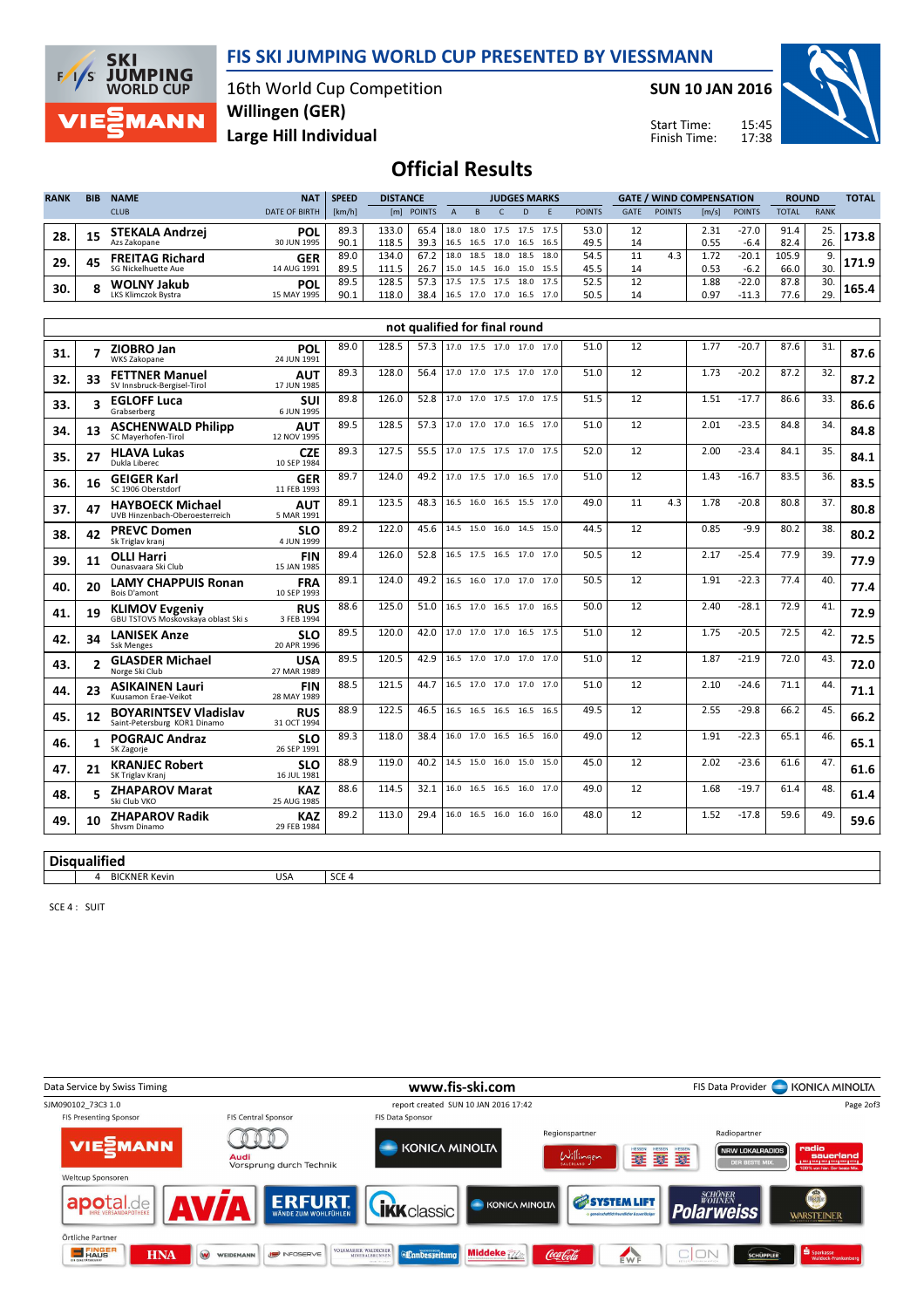# FIS SKI JUMPING WORLD CUP PRESENTED BY VIESSMANN

16th World Cup Competition
Willingen (GER)
Large Hill Individual

SUN 10 JAN 2016

Start Time: 15:45
Finish Time: 17:38

## Official Results

| RANK | BIB | NAME / CLUB | NAT / DATE OF BIRTH | SPEED [km/h] | DISTANCE [m] | DISTANCE POINTS | A | B | C | D | E | JUDGES POINTS | GATE | GATE POINTS | WIND [m/s] | WIND POINTS | ROUND TOTAL | ROUND RANK | TOTAL |
|---|---|---|---|---|---|---|---|---|---|---|---|---|---|---|---|---|---|---|---|
| 28. | 15 | **STEKALA Andrzej** Azs Zakopane | POL 30 JUN 1995 | 89.3 | 133.0 | 65.4 | 18.0 | 18.0 | 17.5 | 17.5 | 17.5 | 53.0 | 12 | | 2.31 | -27.0 | 91.4 | 25. | 173.8 |
| | | | | 90.1 | 118.5 | 39.3 | 16.5 | 16.5 | 17.0 | 16.5 | 16.5 | 49.5 | 14 | | 0.55 | -6.4 | 82.4 | 26. | |
| 29. | 45 | **FREITAG Richard** SG Nickelhuette Aue | GER 14 AUG 1991 | 89.0 | 134.0 | 67.2 | 18.0 | 18.5 | 18.0 | 18.5 | 18.0 | 54.5 | 11 | 4.3 | 1.72 | -20.1 | 105.9 | 9. | 171.9 |
| | | | | 89.5 | 111.5 | 26.7 | 15.0 | 14.5 | 16.0 | 15.0 | 15.5 | 45.5 | 14 | | 0.53 | -6.2 | 66.0 | 30. | |
| 30. | 8 | **WOLNY Jakub** LKS Klimczok Bystra | POL 15 MAY 1995 | 89.5 | 128.5 | 57.3 | 17.5 | 17.5 | 17.5 | 18.0 | 17.5 | 52.5 | 12 | | 1.88 | -22.0 | 87.8 | 30. | 165.4 |
| | | | | 90.1 | 118.0 | 38.4 | 16.5 | 17.0 | 17.0 | 16.5 | 17.0 | 50.5 | 14 | | 0.97 | -11.3 | 77.6 | 29. | |

### not qualified for final round

| RANK | BIB | NAME / CLUB | NAT / DATE OF BIRTH | SPEED [km/h] | DISTANCE [m] | DISTANCE POINTS | A | B | C | D | E | JUDGES POINTS | GATE | GATE POINTS | WIND [m/s] | WIND POINTS | ROUND TOTAL | ROUND RANK | TOTAL |
|---|---|---|---|---|---|---|---|---|---|---|---|---|---|---|---|---|---|---|---|
| 31. | 7 | **ZIOBRO Jan** WKS Zakopane | POL 24 JUN 1991 | 89.0 | 128.5 | 57.3 | 17.0 | 17.5 | 17.0 | 17.0 | 17.0 | 51.0 | 12 | | 1.77 | -20.7 | 87.6 | 31. | 87.6 |
| 32. | 33 | **FETTNER Manuel** SV Innsbruck-Bergisel-Tirol | AUT 17 JUN 1985 | 89.3 | 128.0 | 56.4 | 17.0 | 17.0 | 17.5 | 17.0 | 17.0 | 51.0 | 12 | | 1.73 | -20.2 | 87.2 | 32. | 87.2 |
| 33. | 3 | **EGLOFF Luca** Grabserberg | SUI 6 JUN 1995 | 89.8 | 126.0 | 52.8 | 17.0 | 17.0 | 17.5 | 17.0 | 17.5 | 51.5 | 12 | | 1.51 | -17.7 | 86.6 | 33. | 86.6 |
| 34. | 13 | **ASCHENWALD Philipp** SC Mayerhofen-Tirol | AUT 12 NOV 1995 | 89.5 | 128.5 | 57.3 | 17.0 | 17.0 | 17.0 | 16.5 | 17.0 | 51.0 | 12 | | 2.01 | -23.5 | 84.8 | 34. | 84.8 |
| 35. | 27 | **HLAVA Lukas** Dukla Liberec | CZE 10 SEP 1984 | 89.3 | 127.5 | 55.5 | 17.0 | 17.5 | 17.5 | 17.0 | 17.5 | 52.0 | 12 | | 2.00 | -23.4 | 84.1 | 35. | 84.1 |
| 36. | 16 | **GEIGER Karl** SC 1906 Oberstdorf | GER 11 FEB 1993 | 89.7 | 124.0 | 49.2 | 17.0 | 17.5 | 17.0 | 16.5 | 17.0 | 51.0 | 12 | | 1.43 | -16.7 | 83.5 | 36. | 83.5 |
| 37. | 47 | **HAYBOECK Michael** UVB Hinzenbach-Oberoesterreich | AUT 5 MAR 1991 | 89.1 | 123.5 | 48.3 | 16.5 | 16.0 | 16.5 | 15.5 | 17.0 | 49.0 | 11 | 4.3 | 1.78 | -20.8 | 80.8 | 37. | 80.8 |
| 38. | 42 | **PREVC Domen** Sk Triglav kranj | SLO 4 JUN 1999 | 89.2 | 122.0 | 45.6 | 14.5 | 15.0 | 16.0 | 14.5 | 15.0 | 44.5 | 12 | | 0.85 | -9.9 | 80.2 | 38. | 80.2 |
| 39. | 11 | **OLLI Harri** Ounasvaara Ski Club | FIN 15 JAN 1985 | 89.4 | 126.0 | 52.8 | 16.5 | 17.5 | 16.5 | 17.0 | 17.0 | 50.5 | 12 | | 2.17 | -25.4 | 77.9 | 39. | 77.9 |
| 40. | 20 | **LAMY CHAPPUIS Ronan** Bois D'amont | FRA 10 SEP 1993 | 89.1 | 124.0 | 49.2 | 16.5 | 16.0 | 17.0 | 17.0 | 17.0 | 50.5 | 12 | | 1.91 | -22.3 | 77.4 | 40. | 77.4 |
| 41. | 19 | **KLIMOV Evgeniy** GBU TSTOVS Moskovskaya oblast Ski s | RUS 3 FEB 1994 | 88.6 | 125.0 | 51.0 | 16.5 | 17.0 | 16.5 | 17.0 | 16.5 | 50.0 | 12 | | 2.40 | -28.1 | 72.9 | 41. | 72.9 |
| 42. | 34 | **LANISEK Anze** Ssk Menges | SLO 20 APR 1996 | 89.5 | 120.0 | 42.0 | 17.0 | 17.0 | 17.0 | 16.5 | 17.5 | 51.0 | 12 | | 1.75 | -20.5 | 72.5 | 42. | 72.5 |
| 43. | 2 | **GLASDER Michael** Norge Ski Club | USA 27 MAR 1989 | 89.5 | 120.5 | 42.9 | 16.5 | 17.0 | 17.0 | 17.0 | 17.0 | 51.0 | 12 | | 1.87 | -21.9 | 72.0 | 43. | 72.0 |
| 44. | 23 | **ASIKAINEN Lauri** Kuusamon Erae-Veikot | FIN 28 MAY 1989 | 88.5 | 121.5 | 44.7 | 16.5 | 17.0 | 17.0 | 17.0 | 17.0 | 51.0 | 12 | | 2.10 | -24.6 | 71.1 | 44. | 71.1 |
| 45. | 12 | **BOYARINTSEV Vladislav** Saint-Petersburg KOR1 Dinamo | RUS 31 OCT 1994 | 88.9 | 122.5 | 46.5 | 16.5 | 16.5 | 16.5 | 16.5 | 16.5 | 49.5 | 12 | | 2.55 | -29.8 | 66.2 | 45. | 66.2 |
| 46. | 1 | **POGRAJC Andraz** SK Zagorje | SLO 26 SEP 1991 | 89.3 | 118.0 | 38.4 | 16.0 | 17.0 | 16.5 | 16.5 | 16.0 | 49.0 | 12 | | 1.91 | -22.3 | 65.1 | 46. | 65.1 |
| 47. | 21 | **KRANJEC Robert** SK Triglav Kranj | SLO 16 JUL 1981 | 88.9 | 119.0 | 40.2 | 14.5 | 15.0 | 16.0 | 15.0 | 15.0 | 45.0 | 12 | | 2.02 | -23.6 | 61.6 | 47. | 61.6 |
| 48. | 5 | **ZHAPAROV Marat** Ski Club VKO | KAZ 25 AUG 1985 | 88.6 | 114.5 | 32.1 | 16.0 | 16.5 | 16.5 | 16.0 | 17.0 | 49.0 | 12 | | 1.68 | -19.7 | 61.4 | 48. | 61.4 |
| 49. | 10 | **ZHAPAROV Radik** Shvsm Dinamo | KAZ 29 FEB 1984 | 89.2 | 113.0 | 29.4 | 16.0 | 16.5 | 16.0 | 16.0 | 16.0 | 48.0 | 12 | | 1.52 | -17.8 | 59.6 | 49. | 59.6 |

### Disqualified

| BIB | NAME | NAT | REASON |
|---|---|---|---|
| 4 | BICKNER Kevin | USA | SCE 4 |

SCE 4 : SUIT

Data Service by Swiss Timing — www.fis-ski.com — FIS Data Provider KONICA MINOLTA

SJM090102_73C3 1.0 — report created SUN 10 JAN 2016 17:42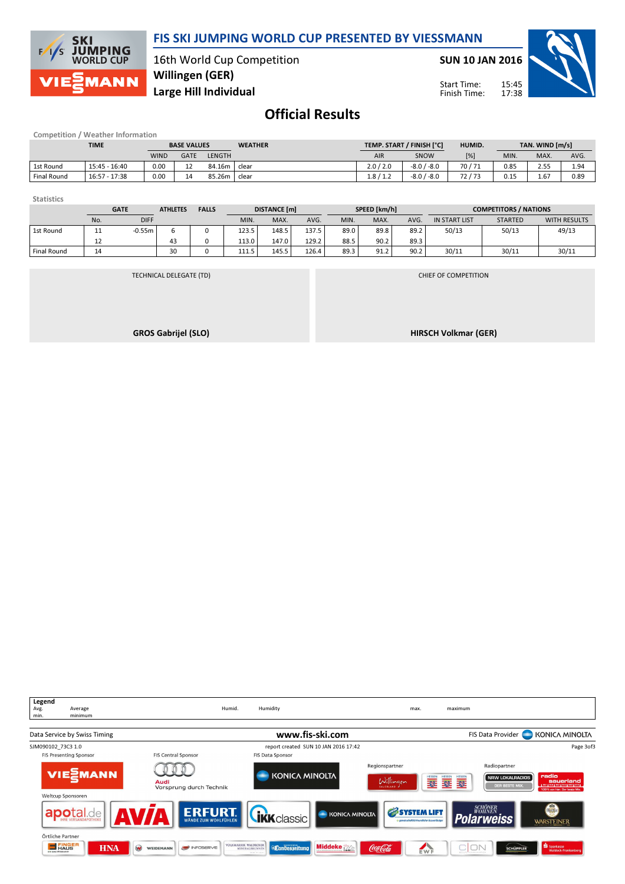# FIS SKI JUMPING WORLD CUP PRESENTED BY VIESSMANN

16th World Cup Competition
**Willingen (GER)**
**Large Hill Individual**

**SUN 10 JAN 2016**

Start Time: 15:45
Finish Time: 17:38

## Official Results

### Competition / Weather Information

| TIME | | BASE VALUES | | | WEATHER | TEMP. START / FINISH [°C] | | HUMID. | TAN. WIND [m/s] | | |
|---|---|---|---|---|---|---|---|---|---|---|---|
| | | WIND | GATE | LENGTH | | AIR | SNOW | [%] | MIN. | MAX. | AVG. |
| 1st Round | 15:45 - 16:40 | 0.00 | 12 | 84.16m | clear | 2.0 / 2.0 | -8.0 / -8.0 | 70 / 71 | 0.85 | 2.55 | 1.94 |
| Final Round | 16:57 - 17:38 | 0.00 | 14 | 85.26m | clear | 1.8 / 1.2 | -8.0 / -8.0 | 72 / 73 | 0.15 | 1.67 | 0.89 |

### Statistics

| | GATE | | ATHLETES | FALLS | DISTANCE [m] | | | SPEED [km/h] | | | COMPETITORS / NATIONS | | |
|---|---|---|---|---|---|---|---|---|---|---|---|---|---|
| | No. | DIFF | | | MIN. | MAX. | AVG. | MIN. | MAX. | AVG. | IN START LIST | STARTED | WITH RESULTS |
| 1st Round | 11 | -0.55m | 6 | 0 | 123.5 | 148.5 | 137.5 | 89.0 | 89.8 | 89.2 | 50/13 | 50/13 | 49/13 |
| | 12 | | 43 | 0 | 113.0 | 147.0 | 129.2 | 88.5 | 90.2 | 89.3 | | | |
| Final Round | 14 | | 30 | 0 | 111.5 | 145.5 | 126.4 | 89.3 | 91.2 | 90.2 | 30/11 | 30/11 | 30/11 |

TECHNICAL DELEGATE (TD)

**GROS Gabrijel (SLO)**

CHIEF OF COMPETITION

**HIRSCH Volkmar (GER)**

**Legend**

| | | | | | |
|---|---|---|---|---|---|
| Avg. | Average | Humid. | Humidity | max. | maximum |
| min. | minimum | | | | |

Data Service by Swiss Timing | www.fis-ski.com | FIS Data Provider KONICA MINOLTA

SJM090102_73C3 1.0 | report created SUN 10 JAN 2016 17:42